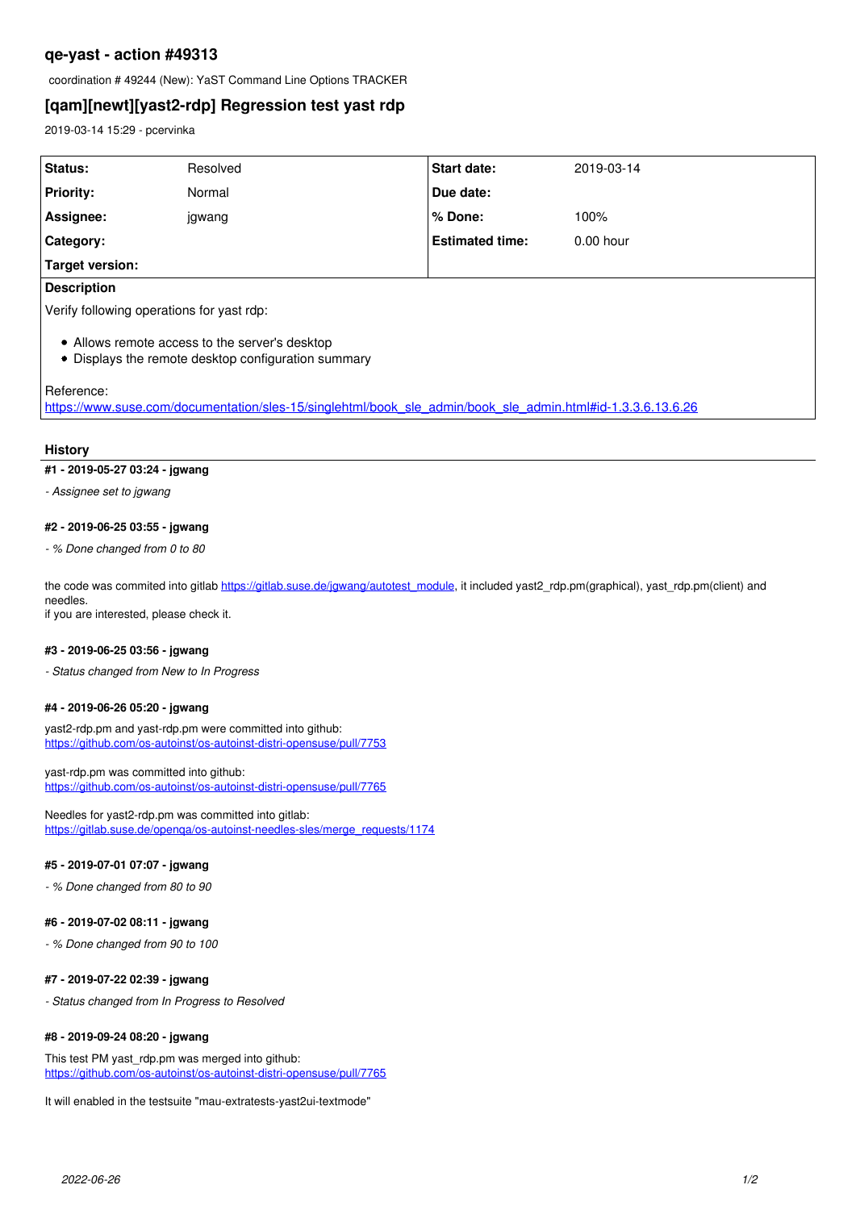## qe-yast - action #49313

coordination # 49244 (New): YaST Command Line Options TRACKER

## [qam][newt][yast2-rdp] Regression test yast rdp

2019-03-14 15:29 - pcervinka

| | | | |
|---|---|---|---|
| **Status:** | Resolved | **Start date:** | 2019-03-14 |
| **Priority:** | Normal | **Due date:** | |
| **Assignee:** | jgwang | **% Done:** | 100% |
| **Category:** | | **Estimated time:** | 0.00 hour |
| **Target version:** | | | |

**Description**

Verify following operations for yast rdp:

- Allows remote access to the server's desktop
- Displays the remote desktop configuration summary

Reference:
https://www.suse.com/documentation/sles-15/singlehtml/book_sle_admin/book_sle_admin.html#id-1.3.3.6.13.6.26

### History

#### #1 - 2019-05-27 03:24 - jgwang

*- Assignee set to jgwang*

#### #2 - 2019-06-25 03:55 - jgwang

*- % Done changed from 0 to 80*

the code was commited into gitlab https://gitlab.suse.de/jgwang/autotest_module, it included yast2_rdp.pm(graphical), yast_rdp.pm(client) and needles.
if you are interested, please check it.

#### #3 - 2019-06-25 03:56 - jgwang

*- Status changed from New to In Progress*

#### #4 - 2019-06-26 05:20 - jgwang

yast2-rdp.pm and yast-rdp.pm were committed into github:
https://github.com/os-autoinst/os-autoinst-distri-opensuse/pull/7753

yast-rdp.pm was committed into github:
https://github.com/os-autoinst/os-autoinst-distri-opensuse/pull/7765

Needles for yast2-rdp.pm was committed into gitlab:
https://gitlab.suse.de/openqa/os-autoinst-needles-sles/merge_requests/1174

#### #5 - 2019-07-01 07:07 - jgwang

*- % Done changed from 80 to 90*

#### #6 - 2019-07-02 08:11 - jgwang

*- % Done changed from 90 to 100*

#### #7 - 2019-07-22 02:39 - jgwang

*- Status changed from In Progress to Resolved*

#### #8 - 2019-09-24 08:20 - jgwang

This test PM yast_rdp.pm was merged into github:
https://github.com/os-autoinst/os-autoinst-distri-opensuse/pull/7765

It will enabled in the testsuite "mau-extratests-yast2ui-textmode"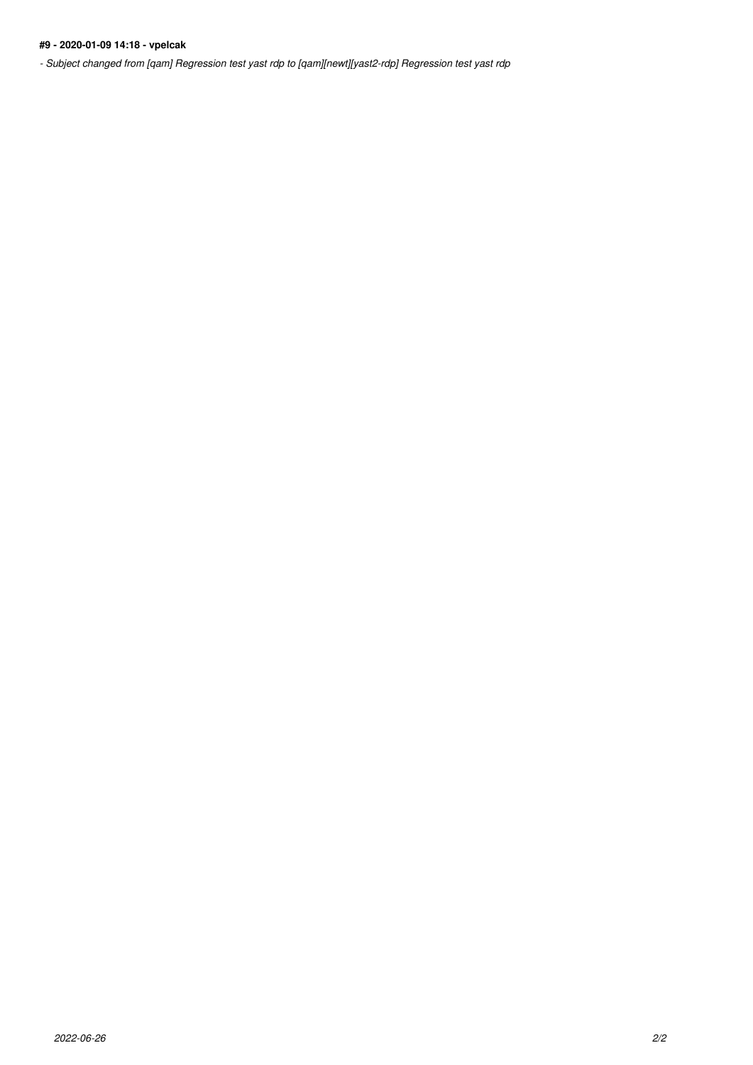#### #9 - 2020-01-09 14:18 - vpelcak

*- Subject changed from [qam] Regression test yast rdp to [qam][newt][yast2-rdp] Regression test yast rdp*